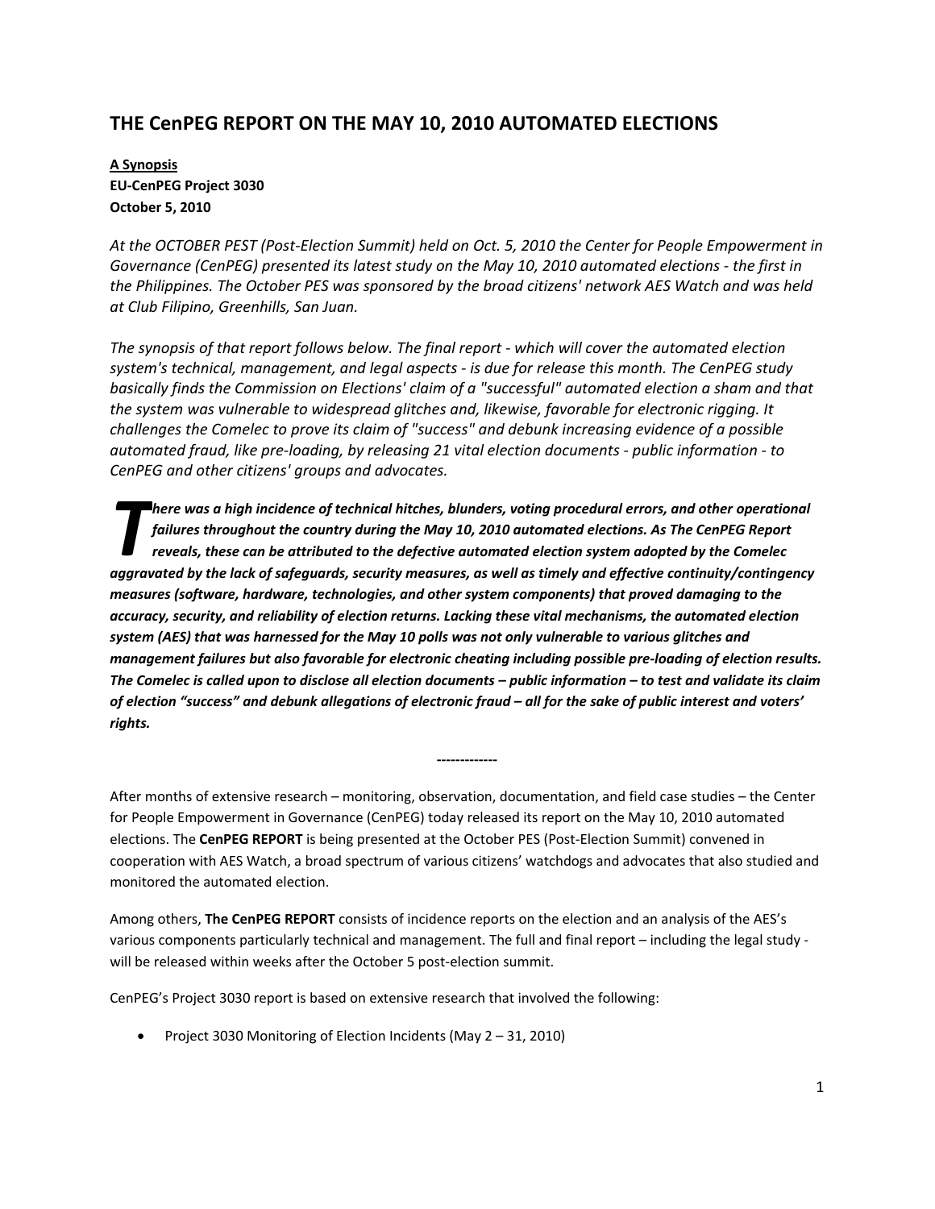# THE CenPEG REPORT ON THE MAY 10, 2010 AUTOMATED ELECTIONS

**A Synopsis**
**EU-CenPEG Project 3030**
**October 5, 2010**

*At the OCTOBER PEST (Post-Election Summit) held on Oct. 5, 2010 the Center for People Empowerment in Governance (CenPEG) presented its latest study on the May 10, 2010 automated elections - the first in the Philippines. The October PES was sponsored by the broad citizens' network AES Watch and was held at Club Filipino, Greenhills, San Juan.*

*The synopsis of that report follows below. The final report - which will cover the automated election system's technical, management, and legal aspects - is due for release this month. The CenPEG study basically finds the Commission on Elections' claim of a "successful" automated election a sham and that the system was vulnerable to widespread glitches and, likewise, favorable for electronic rigging. It challenges the Comelec to prove its claim of "success" and debunk increasing evidence of a possible automated fraud, like pre-loading, by releasing 21 vital election documents - public information - to CenPEG and other citizens' groups and advocates.*

***There was a high incidence of technical hitches, blunders, voting procedural errors, and other operational failures throughout the country during the May 10, 2010 automated elections. As The CenPEG Report reveals, these can be attributed to the defective automated election system adopted by the Comelec aggravated by the lack of safeguards, security measures, as well as timely and effective continuity/contingency measures (software, hardware, technologies, and other system components) that proved damaging to the accuracy, security, and reliability of election returns. Lacking these vital mechanisms, the automated election system (AES) that was harnessed for the May 10 polls was not only vulnerable to various glitches and management failures but also favorable for electronic cheating including possible pre-loading of election results. The Comelec is called upon to disclose all election documents – public information – to test and validate its claim of election "success" and debunk allegations of electronic fraud – all for the sake of public interest and voters' rights.***

-------------

After months of extensive research – monitoring, observation, documentation, and field case studies – the Center for People Empowerment in Governance (CenPEG) today released its report on the May 10, 2010 automated elections. The **CenPEG REPORT** is being presented at the October PES (Post-Election Summit) convened in cooperation with AES Watch, a broad spectrum of various citizens' watchdogs and advocates that also studied and monitored the automated election.

Among others, **The CenPEG REPORT** consists of incidence reports on the election and an analysis of the AES's various components particularly technical and management. The full and final report – including the legal study - will be released within weeks after the October 5 post-election summit.

CenPEG's Project 3030 report is based on extensive research that involved the following:

- Project 3030 Monitoring of Election Incidents (May 2 – 31, 2010)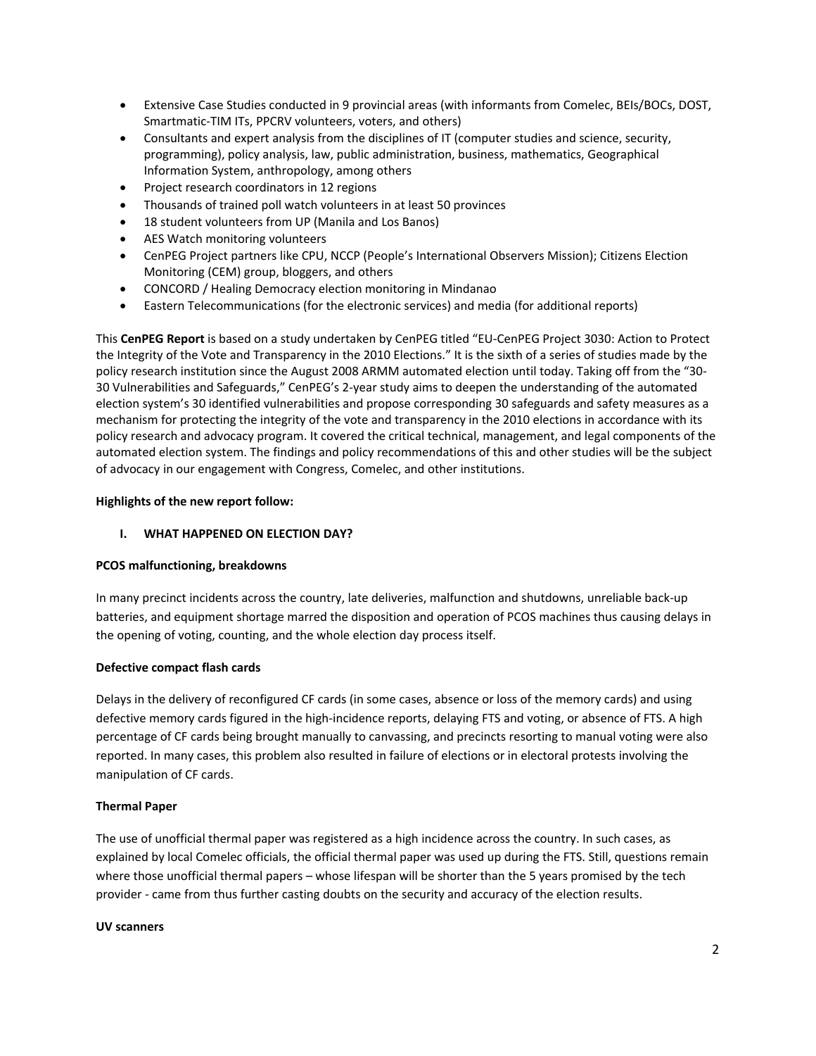- Extensive Case Studies conducted in 9 provincial areas (with informants from Comelec, BEIs/BOCs, DOST, Smartmatic-TIM ITs, PPCRV volunteers, voters, and others)
- Consultants and expert analysis from the disciplines of IT (computer studies and science, security, programming), policy analysis, law, public administration, business, mathematics, Geographical Information System, anthropology, among others
- Project research coordinators in 12 regions
- Thousands of trained poll watch volunteers in at least 50 provinces
- 18 student volunteers from UP (Manila and Los Banos)
- AES Watch monitoring volunteers
- CenPEG Project partners like CPU, NCCP (People's International Observers Mission); Citizens Election Monitoring (CEM) group, bloggers, and others
- CONCORD / Healing Democracy election monitoring in Mindanao
- Eastern Telecommunications (for the electronic services) and media (for additional reports)

This **CenPEG Report** is based on a study undertaken by CenPEG titled "EU-CenPEG Project 3030: Action to Protect the Integrity of the Vote and Transparency in the 2010 Elections." It is the sixth of a series of studies made by the policy research institution since the August 2008 ARMM automated election until today. Taking off from the "30-30 Vulnerabilities and Safeguards," CenPEG's 2-year study aims to deepen the understanding of the automated election system's 30 identified vulnerabilities and propose corresponding 30 safeguards and safety measures as a mechanism for protecting the integrity of the vote and transparency in the 2010 elections in accordance with its policy research and advocacy program. It covered the critical technical, management, and legal components of the automated election system. The findings and policy recommendations of this and other studies will be the subject of advocacy in our engagement with Congress, Comelec, and other institutions.

**Highlights of the new report follow:**

## I. WHAT HAPPENED ON ELECTION DAY?

**PCOS malfunctioning, breakdowns**

In many precinct incidents across the country, late deliveries, malfunction and shutdowns, unreliable back-up batteries, and equipment shortage marred the disposition and operation of PCOS machines thus causing delays in the opening of voting, counting, and the whole election day process itself.

**Defective compact flash cards**

Delays in the delivery of reconfigured CF cards (in some cases, absence or loss of the memory cards) and using defective memory cards figured in the high-incidence reports, delaying FTS and voting, or absence of FTS. A high percentage of CF cards being brought manually to canvassing, and precincts resorting to manual voting were also reported. In many cases, this problem also resulted in failure of elections or in electoral protests involving the manipulation of CF cards.

**Thermal Paper**

The use of unofficial thermal paper was registered as a high incidence across the country. In such cases, as explained by local Comelec officials, the official thermal paper was used up during the FTS. Still, questions remain where those unofficial thermal papers – whose lifespan will be shorter than the 5 years promised by the tech provider - came from thus further casting doubts on the security and accuracy of the election results.

**UV scanners**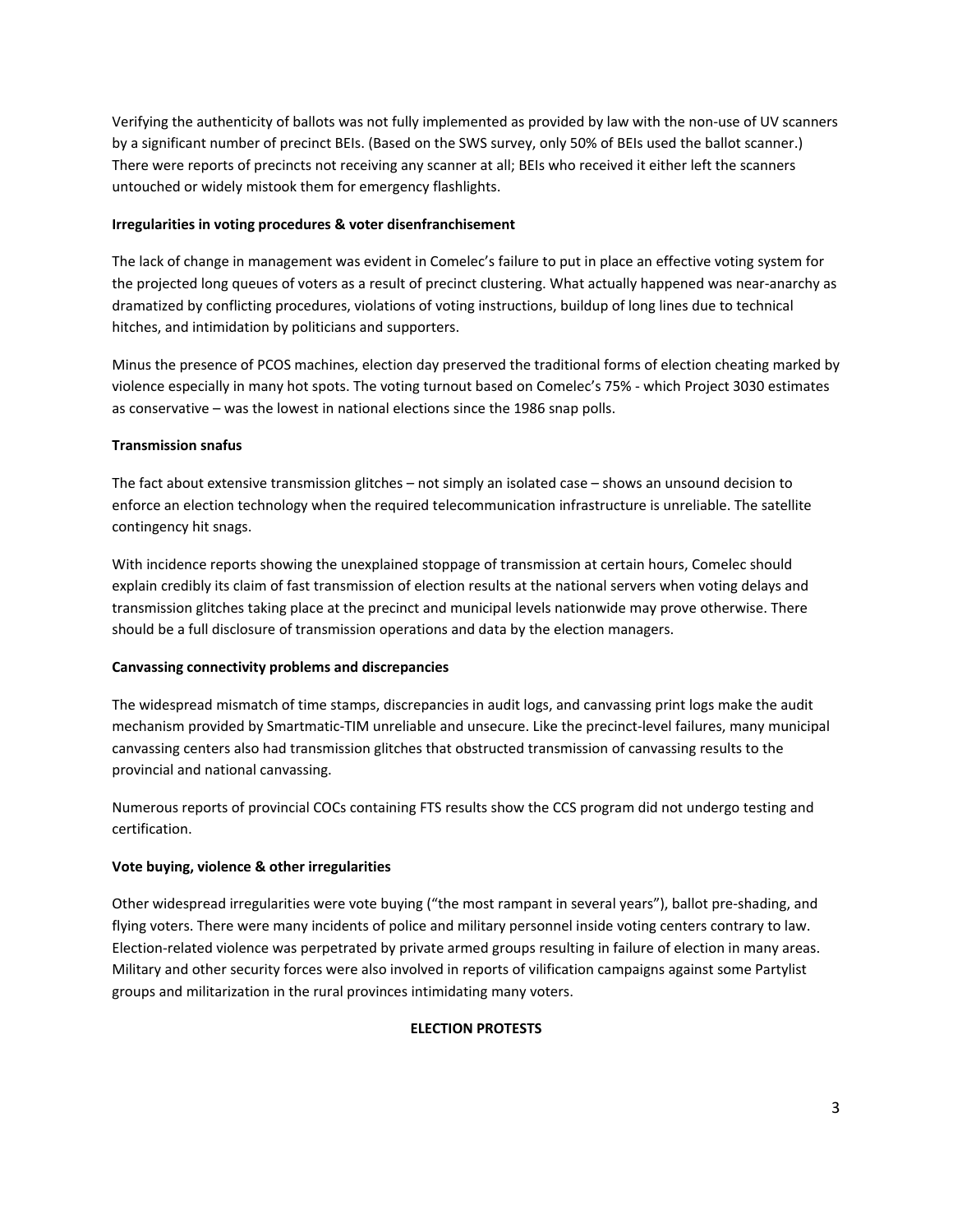Verifying the authenticity of ballots was not fully implemented as provided by law with the non-use of UV scanners by a significant number of precinct BEIs. (Based on the SWS survey, only 50% of BEIs used the ballot scanner.) There were reports of precincts not receiving any scanner at all; BEIs who received it either left the scanners untouched or widely mistook them for emergency flashlights.

**Irregularities in voting procedures & voter disenfranchisement**

The lack of change in management was evident in Comelec's failure to put in place an effective voting system for the projected long queues of voters as a result of precinct clustering. What actually happened was near-anarchy as dramatized by conflicting procedures, violations of voting instructions, buildup of long lines due to technical hitches, and intimidation by politicians and supporters.

Minus the presence of PCOS machines, election day preserved the traditional forms of election cheating marked by violence especially in many hot spots. The voting turnout based on Comelec's 75% - which Project 3030 estimates as conservative – was the lowest in national elections since the 1986 snap polls.

**Transmission snafus**

The fact about extensive transmission glitches – not simply an isolated case – shows an unsound decision to enforce an election technology when the required telecommunication infrastructure is unreliable. The satellite contingency hit snags.

With incidence reports showing the unexplained stoppage of transmission at certain hours, Comelec should explain credibly its claim of fast transmission of election results at the national servers when voting delays and transmission glitches taking place at the precinct and municipal levels nationwide may prove otherwise. There should be a full disclosure of transmission operations and data by the election managers.

**Canvassing connectivity problems and discrepancies**

The widespread mismatch of time stamps, discrepancies in audit logs, and canvassing print logs make the audit mechanism provided by Smartmatic-TIM unreliable and unsecure. Like the precinct-level failures, many municipal canvassing centers also had transmission glitches that obstructed transmission of canvassing results to the provincial and national canvassing.

Numerous reports of provincial COCs containing FTS results show the CCS program did not undergo testing and certification.

**Vote buying, violence & other irregularities**

Other widespread irregularities were vote buying ("the most rampant in several years"), ballot pre-shading, and flying voters. There were many incidents of police and military personnel inside voting centers contrary to law. Election-related violence was perpetrated by private armed groups resulting in failure of election in many areas. Military and other security forces were also involved in reports of vilification campaigns against some Partylist groups and militarization in the rural provinces intimidating many voters.

**ELECTION PROTESTS**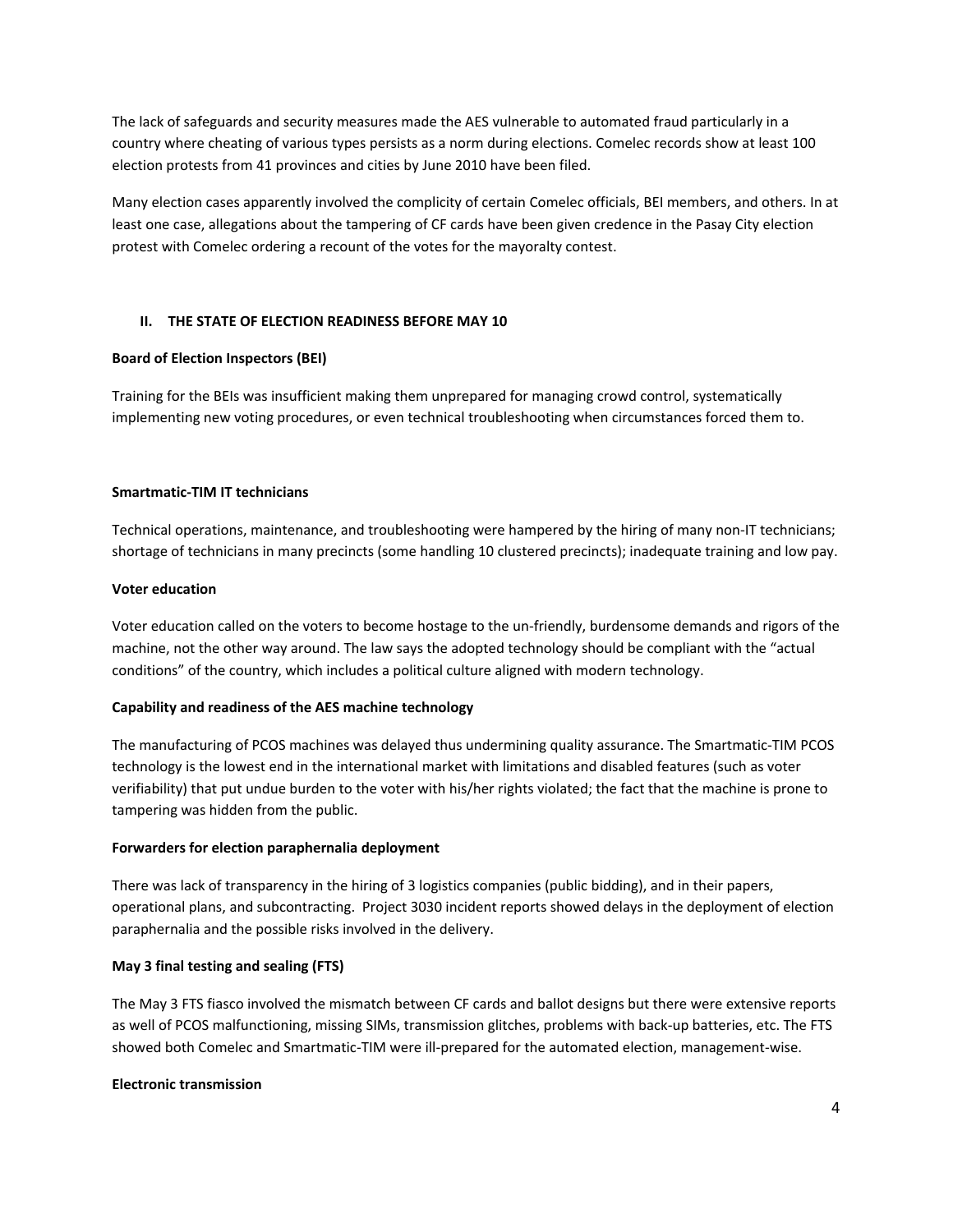The lack of safeguards and security measures made the AES vulnerable to automated fraud particularly in a country where cheating of various types persists as a norm during elections. Comelec records show at least 100 election protests from 41 provinces and cities by June 2010 have been filed.

Many election cases apparently involved the complicity of certain Comelec officials, BEI members, and others. In at least one case, allegations about the tampering of CF cards have been given credence in the Pasay City election protest with Comelec ordering a recount of the votes for the mayoralty contest.

## II. THE STATE OF ELECTION READINESS BEFORE MAY 10

**Board of Election Inspectors (BEI)**

Training for the BEIs was insufficient making them unprepared for managing crowd control, systematically implementing new voting procedures, or even technical troubleshooting when circumstances forced them to.

**Smartmatic-TIM IT technicians**

Technical operations, maintenance, and troubleshooting were hampered by the hiring of many non-IT technicians; shortage of technicians in many precincts (some handling 10 clustered precincts); inadequate training and low pay.

**Voter education**

Voter education called on the voters to become hostage to the un-friendly, burdensome demands and rigors of the machine, not the other way around. The law says the adopted technology should be compliant with the "actual conditions" of the country, which includes a political culture aligned with modern technology.

**Capability and readiness of the AES machine technology**

The manufacturing of PCOS machines was delayed thus undermining quality assurance. The Smartmatic-TIM PCOS technology is the lowest end in the international market with limitations and disabled features (such as voter verifiability) that put undue burden to the voter with his/her rights violated; the fact that the machine is prone to tampering was hidden from the public.

**Forwarders for election paraphernalia deployment**

There was lack of transparency in the hiring of 3 logistics companies (public bidding), and in their papers, operational plans, and subcontracting. Project 3030 incident reports showed delays in the deployment of election paraphernalia and the possible risks involved in the delivery.

**May 3 final testing and sealing (FTS)**

The May 3 FTS fiasco involved the mismatch between CF cards and ballot designs but there were extensive reports as well of PCOS malfunctioning, missing SIMs, transmission glitches, problems with back-up batteries, etc. The FTS showed both Comelec and Smartmatic-TIM were ill-prepared for the automated election, management-wise.

**Electronic transmission**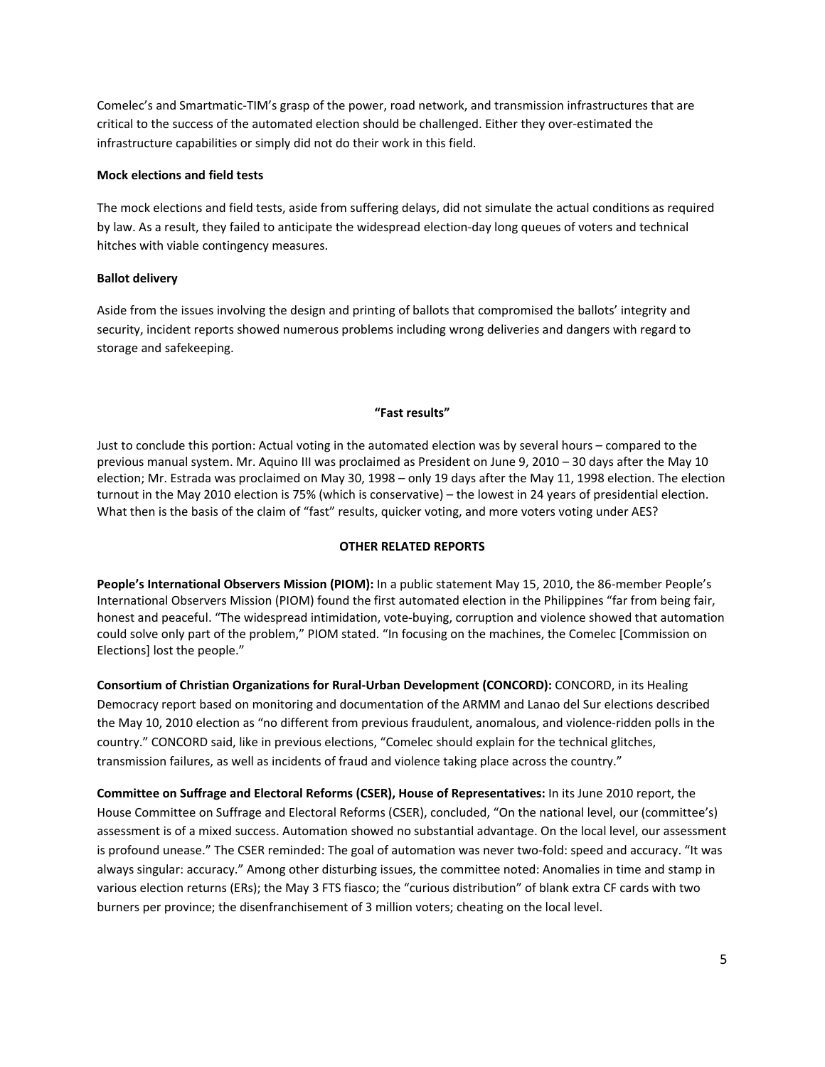Comelec's and Smartmatic-TIM's grasp of the power, road network, and transmission infrastructures that are critical to the success of the automated election should be challenged. Either they over-estimated the infrastructure capabilities or simply did not do their work in this field.

**Mock elections and field tests**

The mock elections and field tests, aside from suffering delays, did not simulate the actual conditions as required by law. As a result, they failed to anticipate the widespread election-day long queues of voters and technical hitches with viable contingency measures.

**Ballot delivery**

Aside from the issues involving the design and printing of ballots that compromised the ballots' integrity and security, incident reports showed numerous problems including wrong deliveries and dangers with regard to storage and safekeeping.

**"Fast results"**

Just to conclude this portion: Actual voting in the automated election was by several hours – compared to the previous manual system. Mr. Aquino III was proclaimed as President on June 9, 2010 – 30 days after the May 10 election; Mr. Estrada was proclaimed on May 30, 1998 – only 19 days after the May 11, 1998 election. The election turnout in the May 2010 election is 75% (which is conservative) – the lowest in 24 years of presidential election. What then is the basis of the claim of "fast" results, quicker voting, and more voters voting under AES?

## OTHER RELATED REPORTS

**People's International Observers Mission (PIOM):** In a public statement May 15, 2010, the 86-member People's International Observers Mission (PIOM) found the first automated election in the Philippines "far from being fair, honest and peaceful. "The widespread intimidation, vote-buying, corruption and violence showed that automation could solve only part of the problem," PIOM stated. "In focusing on the machines, the Comelec [Commission on Elections] lost the people."

**Consortium of Christian Organizations for Rural-Urban Development (CONCORD):** CONCORD, in its Healing Democracy report based on monitoring and documentation of the ARMM and Lanao del Sur elections described the May 10, 2010 election as "no different from previous fraudulent, anomalous, and violence-ridden polls in the country." CONCORD said, like in previous elections, "Comelec should explain for the technical glitches, transmission failures, as well as incidents of fraud and violence taking place across the country."

**Committee on Suffrage and Electoral Reforms (CSER), House of Representatives:** In its June 2010 report, the House Committee on Suffrage and Electoral Reforms (CSER), concluded, "On the national level, our (committee's) assessment is of a mixed success. Automation showed no substantial advantage. On the local level, our assessment is profound unease." The CSER reminded: The goal of automation was never two-fold: speed and accuracy. "It was always singular: accuracy." Among other disturbing issues, the committee noted: Anomalies in time and stamp in various election returns (ERs); the May 3 FTS fiasco; the "curious distribution" of blank extra CF cards with two burners per province; the disenfranchisement of 3 million voters; cheating on the local level.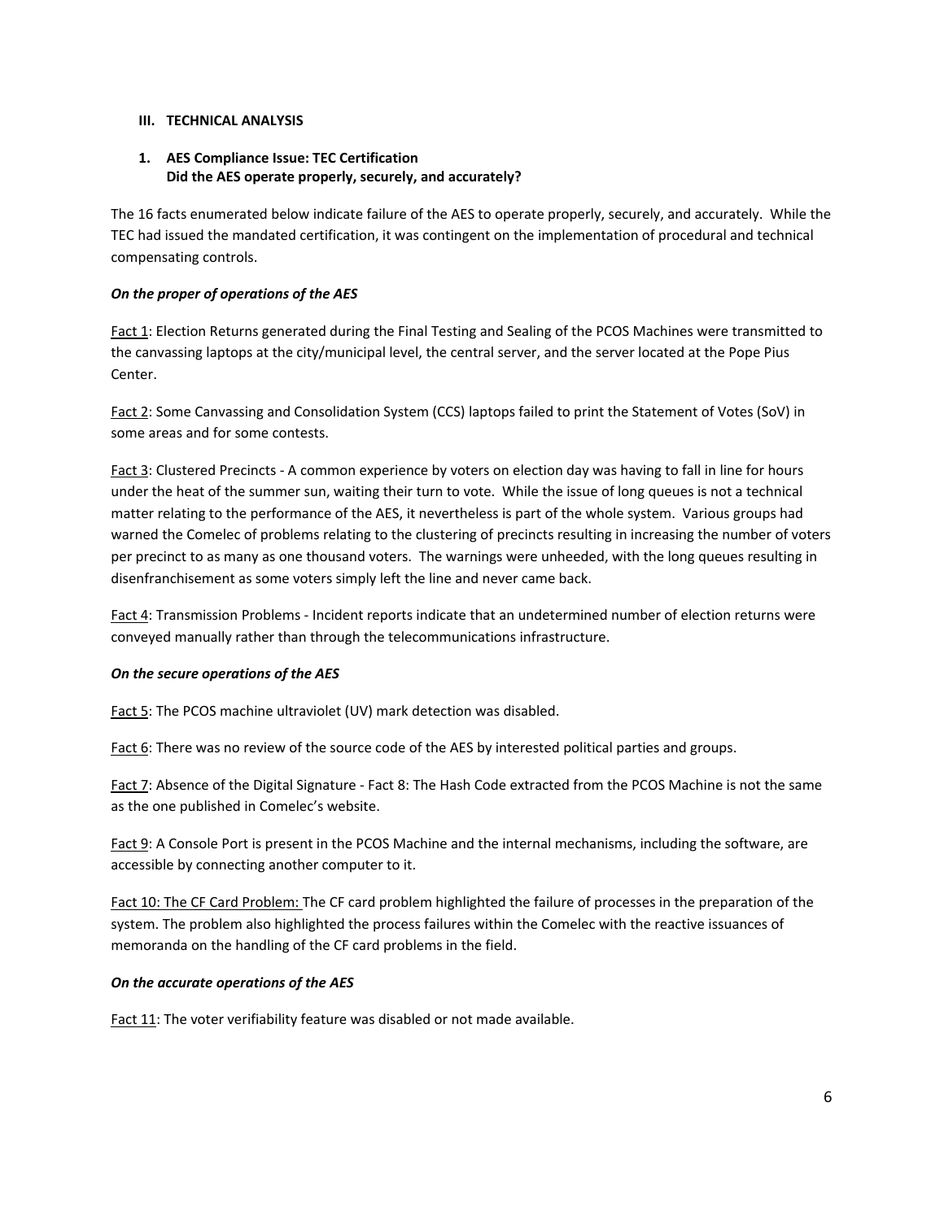### III. TECHNICAL ANALYSIS

#### 1. AES Compliance Issue: TEC Certification
**Did the AES operate properly, securely, and accurately?**

The 16 facts enumerated below indicate failure of the AES to operate properly, securely, and accurately. While the TEC had issued the mandated certification, it was contingent on the implementation of procedural and technical compensating controls.

***On the proper of operations of the AES***

Fact 1: Election Returns generated during the Final Testing and Sealing of the PCOS Machines were transmitted to the canvassing laptops at the city/municipal level, the central server, and the server located at the Pope Pius Center.

Fact 2: Some Canvassing and Consolidation System (CCS) laptops failed to print the Statement of Votes (SoV) in some areas and for some contests.

Fact 3: Clustered Precincts - A common experience by voters on election day was having to fall in line for hours under the heat of the summer sun, waiting their turn to vote. While the issue of long queues is not a technical matter relating to the performance of the AES, it nevertheless is part of the whole system. Various groups had warned the Comelec of problems relating to the clustering of precincts resulting in increasing the number of voters per precinct to as many as one thousand voters. The warnings were unheeded, with the long queues resulting in disenfranchisement as some voters simply left the line and never came back.

Fact 4: Transmission Problems - Incident reports indicate that an undetermined number of election returns were conveyed manually rather than through the telecommunications infrastructure.

***On the secure operations of the AES***

Fact 5: The PCOS machine ultraviolet (UV) mark detection was disabled.

Fact 6: There was no review of the source code of the AES by interested political parties and groups.

Fact 7: Absence of the Digital Signature - Fact 8: The Hash Code extracted from the PCOS Machine is not the same as the one published in Comelec's website.

Fact 9: A Console Port is present in the PCOS Machine and the internal mechanisms, including the software, are accessible by connecting another computer to it.

Fact 10: The CF Card Problem: The CF card problem highlighted the failure of processes in the preparation of the system. The problem also highlighted the process failures within the Comelec with the reactive issuances of memoranda on the handling of the CF card problems in the field.

***On the accurate operations of the AES***

Fact 11: The voter verifiability feature was disabled or not made available.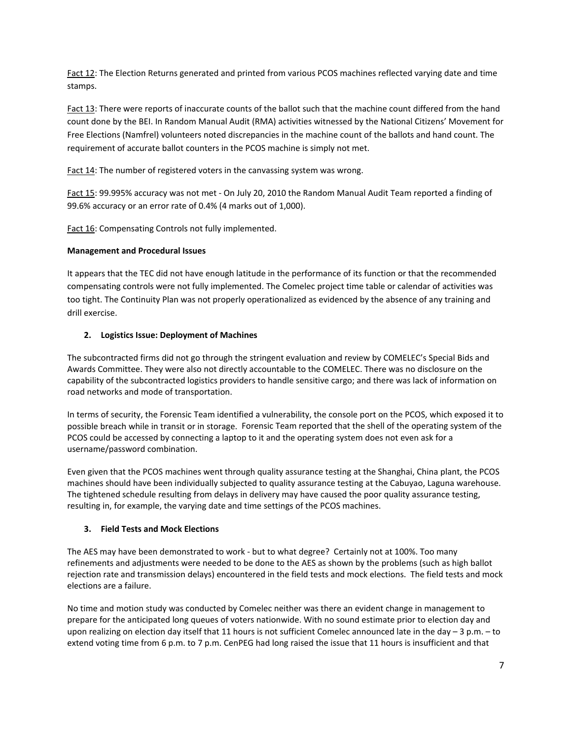Fact 12: The Election Returns generated and printed from various PCOS machines reflected varying date and time stamps.

Fact 13: There were reports of inaccurate counts of the ballot such that the machine count differed from the hand count done by the BEI. In Random Manual Audit (RMA) activities witnessed by the National Citizens' Movement for Free Elections (Namfrel) volunteers noted discrepancies in the machine count of the ballots and hand count. The requirement of accurate ballot counters in the PCOS machine is simply not met.

Fact 14: The number of registered voters in the canvassing system was wrong.

Fact 15: 99.995% accuracy was not met - On July 20, 2010 the Random Manual Audit Team reported a finding of 99.6% accuracy or an error rate of 0.4% (4 marks out of 1,000).

Fact 16: Compensating Controls not fully implemented.

**Management and Procedural Issues**

It appears that the TEC did not have enough latitude in the performance of its function or that the recommended compensating controls were not fully implemented. The Comelec project time table or calendar of activities was too tight. The Continuity Plan was not properly operationalized as evidenced by the absence of any training and drill exercise.

2. **Logistics Issue: Deployment of Machines**

The subcontracted firms did not go through the stringent evaluation and review by COMELEC's Special Bids and Awards Committee. They were also not directly accountable to the COMELEC. There was no disclosure on the capability of the subcontracted logistics providers to handle sensitive cargo; and there was lack of information on road networks and mode of transportation.

In terms of security, the Forensic Team identified a vulnerability, the console port on the PCOS, which exposed it to possible breach while in transit or in storage. Forensic Team reported that the shell of the operating system of the PCOS could be accessed by connecting a laptop to it and the operating system does not even ask for a username/password combination.

Even given that the PCOS machines went through quality assurance testing at the Shanghai, China plant, the PCOS machines should have been individually subjected to quality assurance testing at the Cabuyao, Laguna warehouse. The tightened schedule resulting from delays in delivery may have caused the poor quality assurance testing, resulting in, for example, the varying date and time settings of the PCOS machines.

3. **Field Tests and Mock Elections**

The AES may have been demonstrated to work - but to what degree? Certainly not at 100%. Too many refinements and adjustments were needed to be done to the AES as shown by the problems (such as high ballot rejection rate and transmission delays) encountered in the field tests and mock elections. The field tests and mock elections are a failure.

No time and motion study was conducted by Comelec neither was there an evident change in management to prepare for the anticipated long queues of voters nationwide. With no sound estimate prior to election day and upon realizing on election day itself that 11 hours is not sufficient Comelec announced late in the day – 3 p.m. – to extend voting time from 6 p.m. to 7 p.m. CenPEG had long raised the issue that 11 hours is insufficient and that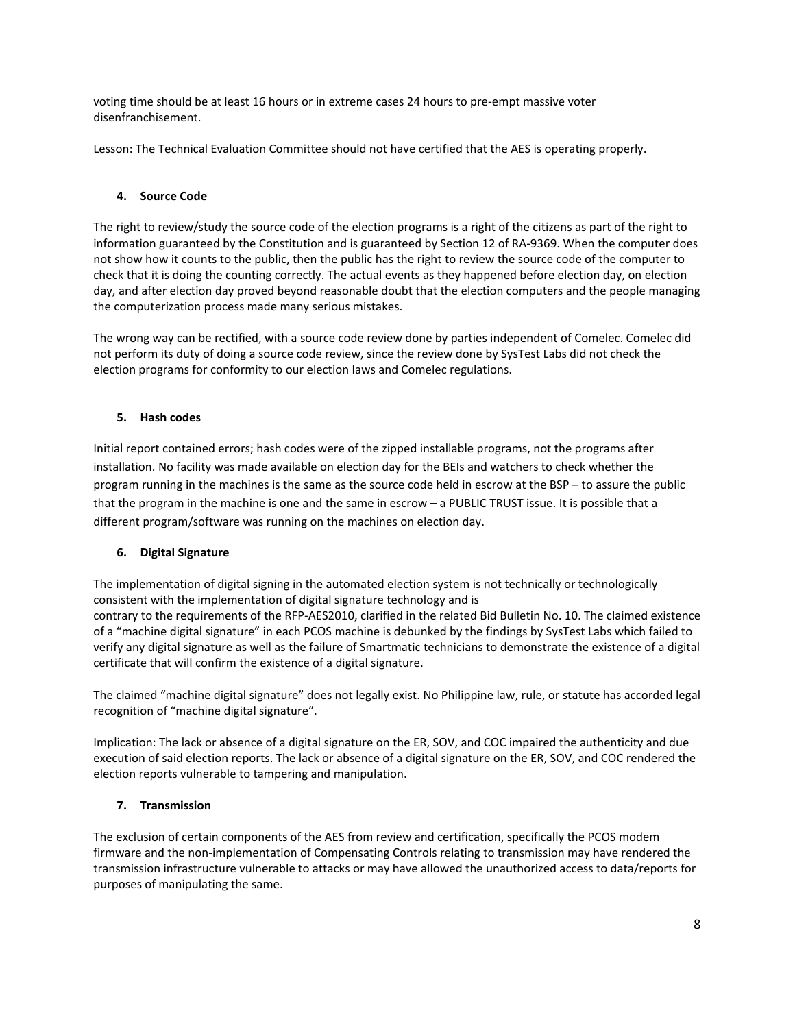voting time should be at least 16 hours or in extreme cases 24 hours to pre-empt massive voter disenfranchisement.

Lesson: The Technical Evaluation Committee should not have certified that the AES is operating properly.

#### 4. Source Code

The right to review/study the source code of the election programs is a right of the citizens as part of the right to information guaranteed by the Constitution and is guaranteed by Section 12 of RA-9369. When the computer does not show how it counts to the public, then the public has the right to review the source code of the computer to check that it is doing the counting correctly. The actual events as they happened before election day, on election day, and after election day proved beyond reasonable doubt that the election computers and the people managing the computerization process made many serious mistakes.

The wrong way can be rectified, with a source code review done by parties independent of Comelec. Comelec did not perform its duty of doing a source code review, since the review done by SysTest Labs did not check the election programs for conformity to our election laws and Comelec regulations.

#### 5. Hash codes

Initial report contained errors; hash codes were of the zipped installable programs, not the programs after installation. No facility was made available on election day for the BEIs and watchers to check whether the program running in the machines is the same as the source code held in escrow at the BSP – to assure the public that the program in the machine is one and the same in escrow – a PUBLIC TRUST issue. It is possible that a different program/software was running on the machines on election day.

#### 6. Digital Signature

The implementation of digital signing in the automated election system is not technically or technologically consistent with the implementation of digital signature technology and is contrary to the requirements of the RFP-AES2010, clarified in the related Bid Bulletin No. 10. The claimed existence of a "machine digital signature" in each PCOS machine is debunked by the findings by SysTest Labs which failed to verify any digital signature as well as the failure of Smartmatic technicians to demonstrate the existence of a digital certificate that will confirm the existence of a digital signature.

The claimed "machine digital signature" does not legally exist. No Philippine law, rule, or statute has accorded legal recognition of "machine digital signature".

Implication: The lack or absence of a digital signature on the ER, SOV, and COC impaired the authenticity and due execution of said election reports. The lack or absence of a digital signature on the ER, SOV, and COC rendered the election reports vulnerable to tampering and manipulation.

#### 7. Transmission

The exclusion of certain components of the AES from review and certification, specifically the PCOS modem firmware and the non-implementation of Compensating Controls relating to transmission may have rendered the transmission infrastructure vulnerable to attacks or may have allowed the unauthorized access to data/reports for purposes of manipulating the same.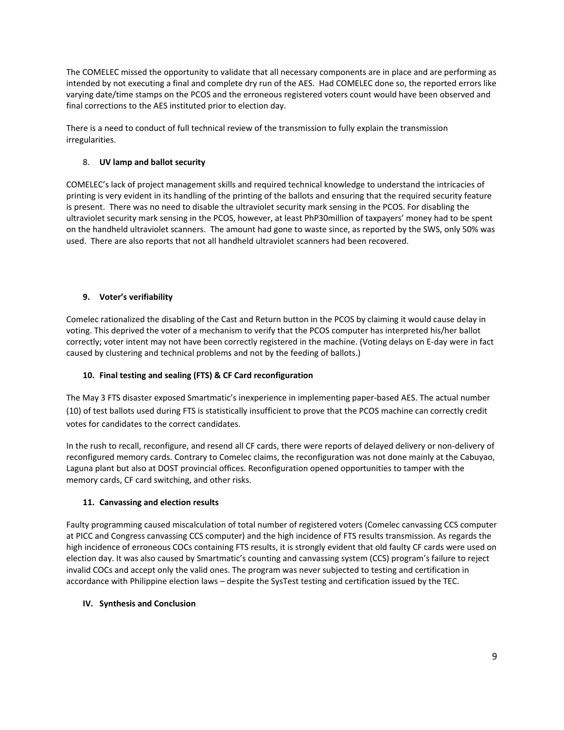The COMELEC missed the opportunity to validate that all necessary components are in place and are performing as intended by not executing a final and complete dry run of the AES. Had COMELEC done so, the reported errors like varying date/time stamps on the PCOS and the erroneous registered voters count would have been observed and final corrections to the AES instituted prior to election day.

There is a need to conduct of full technical review of the transmission to fully explain the transmission irregularities.

8. **UV lamp and ballot security**

COMELEC's lack of project management skills and required technical knowledge to understand the intricacies of printing is very evident in its handling of the printing of the ballots and ensuring that the required security feature is present. There was no need to disable the ultraviolet security mark sensing in the PCOS. For disabling the ultraviolet security mark sensing in the PCOS, however, at least PhP30million of taxpayers' money had to be spent on the handheld ultraviolet scanners. The amount had gone to waste since, as reported by the SWS, only 50% was used. There are also reports that not all handheld ultraviolet scanners had been recovered.

**9. Voter's verifiability**

Comelec rationalized the disabling of the Cast and Return button in the PCOS by claiming it would cause delay in voting. This deprived the voter of a mechanism to verify that the PCOS computer has interpreted his/her ballot correctly; voter intent may not have been correctly registered in the machine. (Voting delays on E-day were in fact caused by clustering and technical problems and not by the feeding of ballots.)

**10. Final testing and sealing (FTS) & CF Card reconfiguration**

The May 3 FTS disaster exposed Smartmatic's inexperience in implementing paper-based AES. The actual number (10) of test ballots used during FTS is statistically insufficient to prove that the PCOS machine can correctly credit votes for candidates to the correct candidates.

In the rush to recall, reconfigure, and resend all CF cards, there were reports of delayed delivery or non-delivery of reconfigured memory cards. Contrary to Comelec claims, the reconfiguration was not done mainly at the Cabuyao, Laguna plant but also at DOST provincial offices. Reconfiguration opened opportunities to tamper with the memory cards, CF card switching, and other risks.

**11. Canvassing and election results**

Faulty programming caused miscalculation of total number of registered voters (Comelec canvassing CCS computer at PICC and Congress canvassing CCS computer) and the high incidence of FTS results transmission. As regards the high incidence of erroneous COCs containing FTS results, it is strongly evident that old faulty CF cards were used on election day. It was also caused by Smartmatic's counting and canvassing system (CCS) program's failure to reject invalid COCs and accept only the valid ones. The program was never subjected to testing and certification in accordance with Philippine election laws – despite the SysTest testing and certification issued by the TEC.

## IV. Synthesis and Conclusion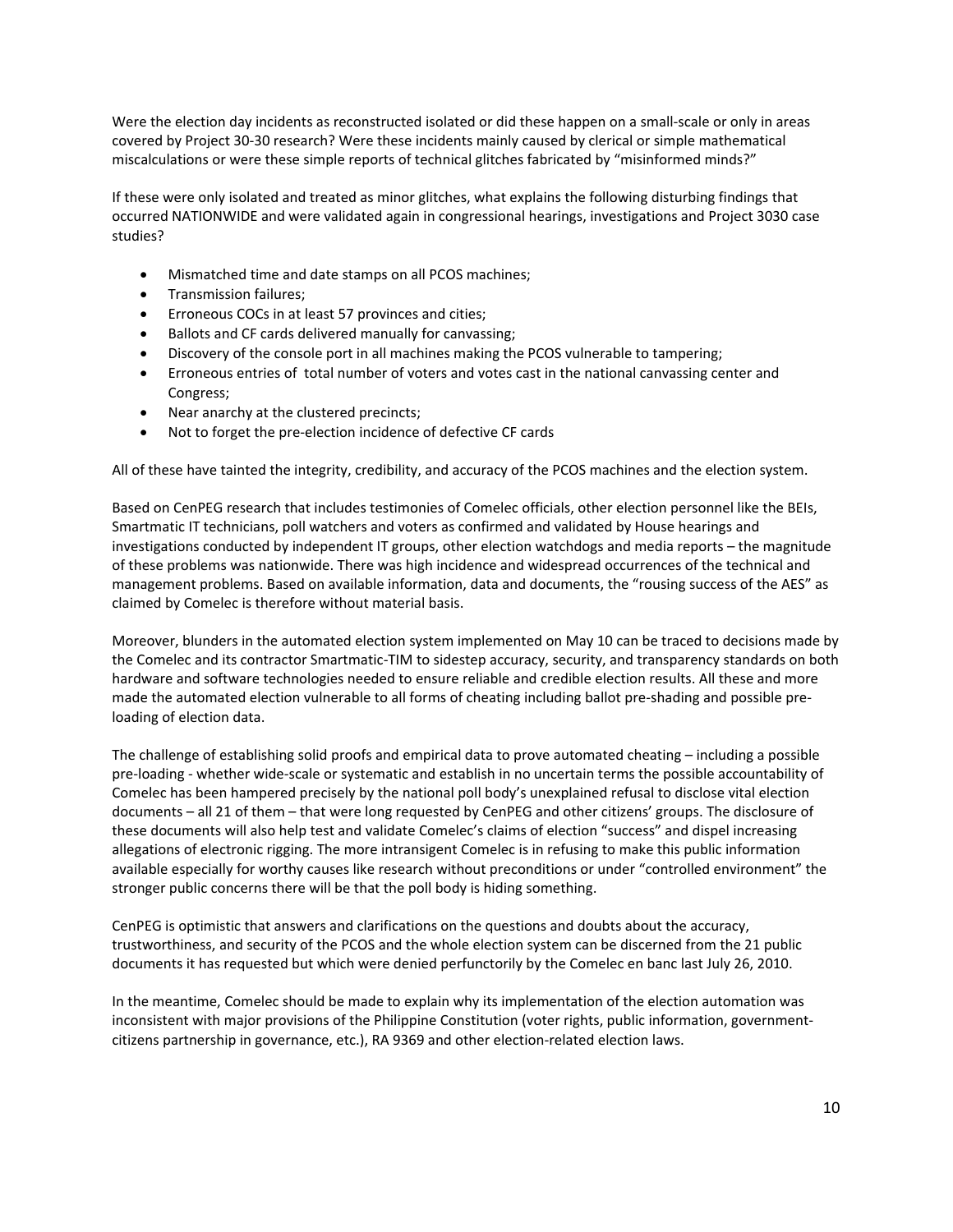Were the election day incidents as reconstructed isolated or did these happen on a small-scale or only in areas covered by Project 30-30 research? Were these incidents mainly caused by clerical or simple mathematical miscalculations or were these simple reports of technical glitches fabricated by "misinformed minds?"

If these were only isolated and treated as minor glitches, what explains the following disturbing findings that occurred NATIONWIDE and were validated again in congressional hearings, investigations and Project 3030 case studies?

- Mismatched time and date stamps on all PCOS machines;
- Transmission failures;
- Erroneous COCs in at least 57 provinces and cities;
- Ballots and CF cards delivered manually for canvassing;
- Discovery of the console port in all machines making the PCOS vulnerable to tampering;
- Erroneous entries of total number of voters and votes cast in the national canvassing center and Congress;
- Near anarchy at the clustered precincts;
- Not to forget the pre-election incidence of defective CF cards

All of these have tainted the integrity, credibility, and accuracy of the PCOS machines and the election system.

Based on CenPEG research that includes testimonies of Comelec officials, other election personnel like the BEIs, Smartmatic IT technicians, poll watchers and voters as confirmed and validated by House hearings and investigations conducted by independent IT groups, other election watchdogs and media reports – the magnitude of these problems was nationwide. There was high incidence and widespread occurrences of the technical and management problems. Based on available information, data and documents, the "rousing success of the AES" as claimed by Comelec is therefore without material basis.

Moreover, blunders in the automated election system implemented on May 10 can be traced to decisions made by the Comelec and its contractor Smartmatic-TIM to sidestep accuracy, security, and transparency standards on both hardware and software technologies needed to ensure reliable and credible election results. All these and more made the automated election vulnerable to all forms of cheating including ballot pre-shading and possible pre-loading of election data.

The challenge of establishing solid proofs and empirical data to prove automated cheating – including a possible pre-loading - whether wide-scale or systematic and establish in no uncertain terms the possible accountability of Comelec has been hampered precisely by the national poll body's unexplained refusal to disclose vital election documents – all 21 of them – that were long requested by CenPEG and other citizens' groups. The disclosure of these documents will also help test and validate Comelec's claims of election "success" and dispel increasing allegations of electronic rigging. The more intransigent Comelec is in refusing to make this public information available especially for worthy causes like research without preconditions or under "controlled environment" the stronger public concerns there will be that the poll body is hiding something.

CenPEG is optimistic that answers and clarifications on the questions and doubts about the accuracy, trustworthiness, and security of the PCOS and the whole election system can be discerned from the 21 public documents it has requested but which were denied perfunctorily by the Comelec en banc last July 26, 2010.

In the meantime, Comelec should be made to explain why its implementation of the election automation was inconsistent with major provisions of the Philippine Constitution (voter rights, public information, government-citizens partnership in governance, etc.), RA 9369 and other election-related election laws.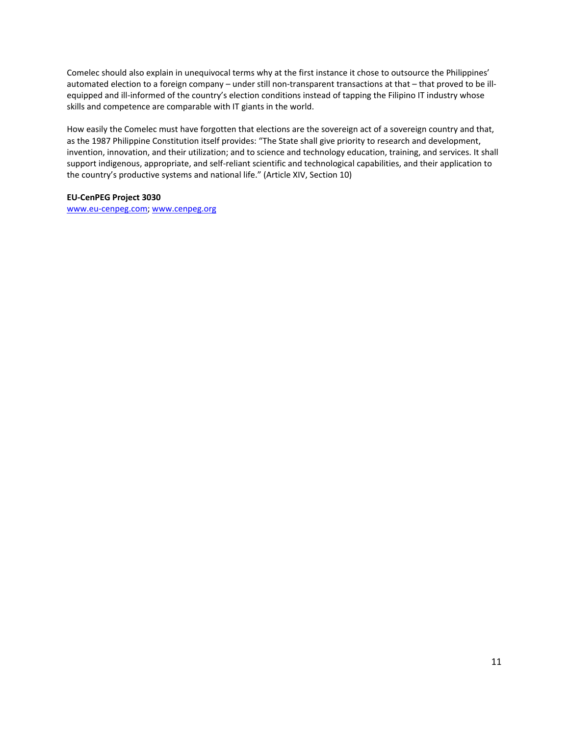Comelec should also explain in unequivocal terms why at the first instance it chose to outsource the Philippines' automated election to a foreign company – under still non-transparent transactions at that – that proved to be ill-equipped and ill-informed of the country's election conditions instead of tapping the Filipino IT industry whose skills and competence are comparable with IT giants in the world.

How easily the Comelec must have forgotten that elections are the sovereign act of a sovereign country and that, as the 1987 Philippine Constitution itself provides: "The State shall give priority to research and development, invention, innovation, and their utilization; and to science and technology education, training, and services. It shall support indigenous, appropriate, and self-reliant scientific and technological capabilities, and their application to the country's productive systems and national life." (Article XIV, Section 10)

**EU-CenPEG Project 3030**
www.eu-cenpeg.com; www.cenpeg.org